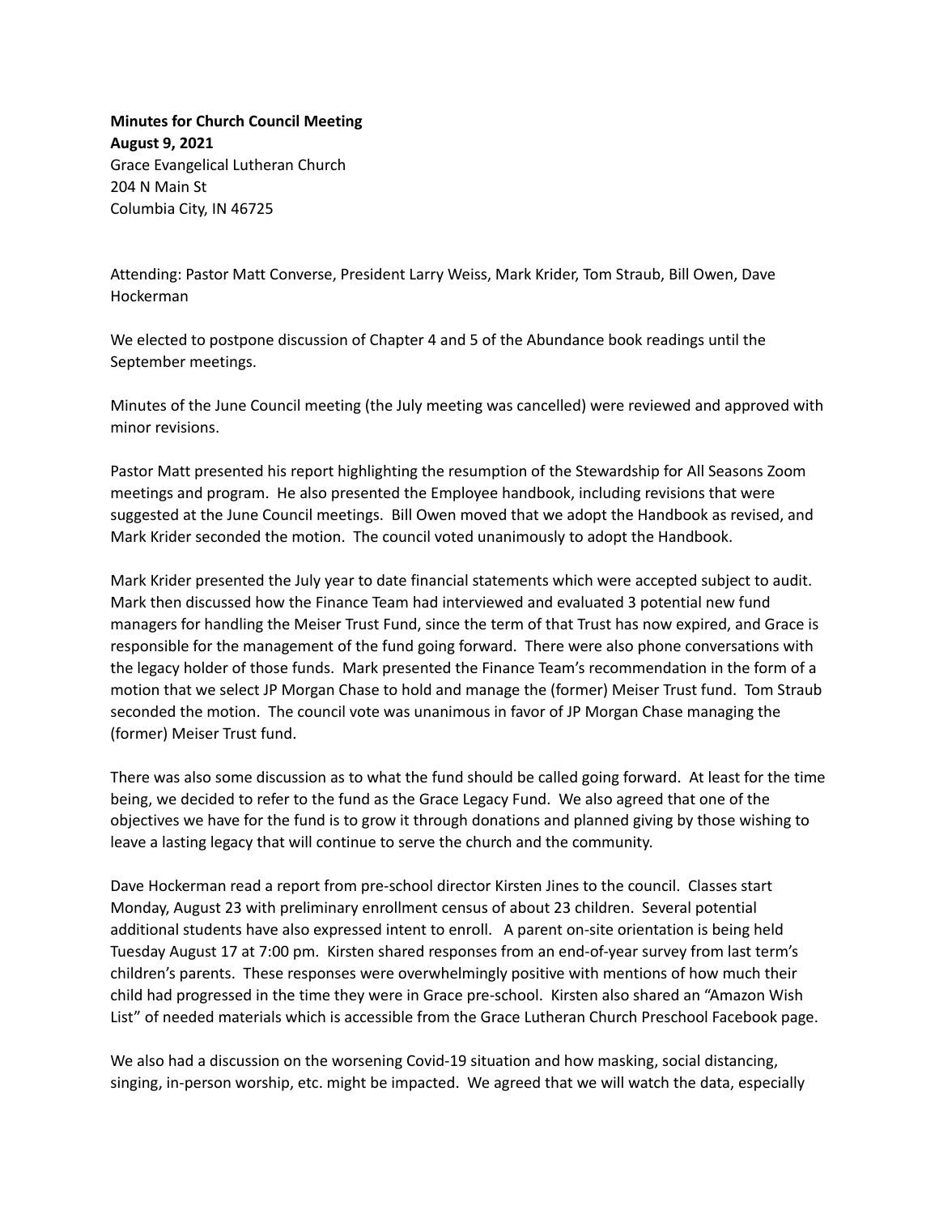**Minutes for Church Council Meeting**
**August 9, 2021**
Grace Evangelical Lutheran Church
204 N Main St
Columbia City, IN 46725

Attending: Pastor Matt Converse, President Larry Weiss, Mark Krider, Tom Straub, Bill Owen, Dave Hockerman

We elected to postpone discussion of Chapter 4 and 5 of the Abundance book readings until the September meetings.

Minutes of the June Council meeting (the July meeting was cancelled) were reviewed and approved with minor revisions.

Pastor Matt presented his report highlighting the resumption of the Stewardship for All Seasons Zoom meetings and program. He also presented the Employee handbook, including revisions that were suggested at the June Council meetings. Bill Owen moved that we adopt the Handbook as revised, and Mark Krider seconded the motion. The council voted unanimously to adopt the Handbook.

Mark Krider presented the July year to date financial statements which were accepted subject to audit. Mark then discussed how the Finance Team had interviewed and evaluated 3 potential new fund managers for handling the Meiser Trust Fund, since the term of that Trust has now expired, and Grace is responsible for the management of the fund going forward. There were also phone conversations with the legacy holder of those funds. Mark presented the Finance Team's recommendation in the form of a motion that we select JP Morgan Chase to hold and manage the (former) Meiser Trust fund. Tom Straub seconded the motion. The council vote was unanimous in favor of JP Morgan Chase managing the (former) Meiser Trust fund.

There was also some discussion as to what the fund should be called going forward. At least for the time being, we decided to refer to the fund as the Grace Legacy Fund. We also agreed that one of the objectives we have for the fund is to grow it through donations and planned giving by those wishing to leave a lasting legacy that will continue to serve the church and the community.

Dave Hockerman read a report from pre-school director Kirsten Jines to the council. Classes start Monday, August 23 with preliminary enrollment census of about 23 children. Several potential additional students have also expressed intent to enroll. A parent on-site orientation is being held Tuesday August 17 at 7:00 pm. Kirsten shared responses from an end-of-year survey from last term's children's parents. These responses were overwhelmingly positive with mentions of how much their child had progressed in the time they were in Grace pre-school. Kirsten also shared an "Amazon Wish List" of needed materials which is accessible from the Grace Lutheran Church Preschool Facebook page.

We also had a discussion on the worsening Covid-19 situation and how masking, social distancing, singing, in-person worship, etc. might be impacted. We agreed that we will watch the data, especially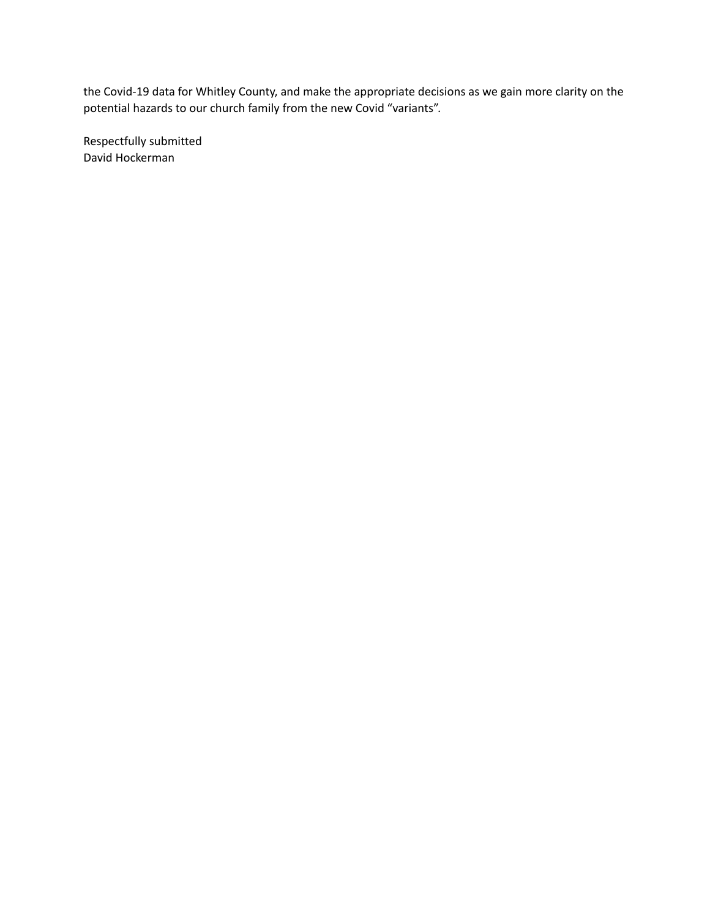the Covid-19 data for Whitley County, and make the appropriate decisions as we gain more clarity on the potential hazards to our church family from the new Covid “variants”.

Respectfully submitted
David Hockerman